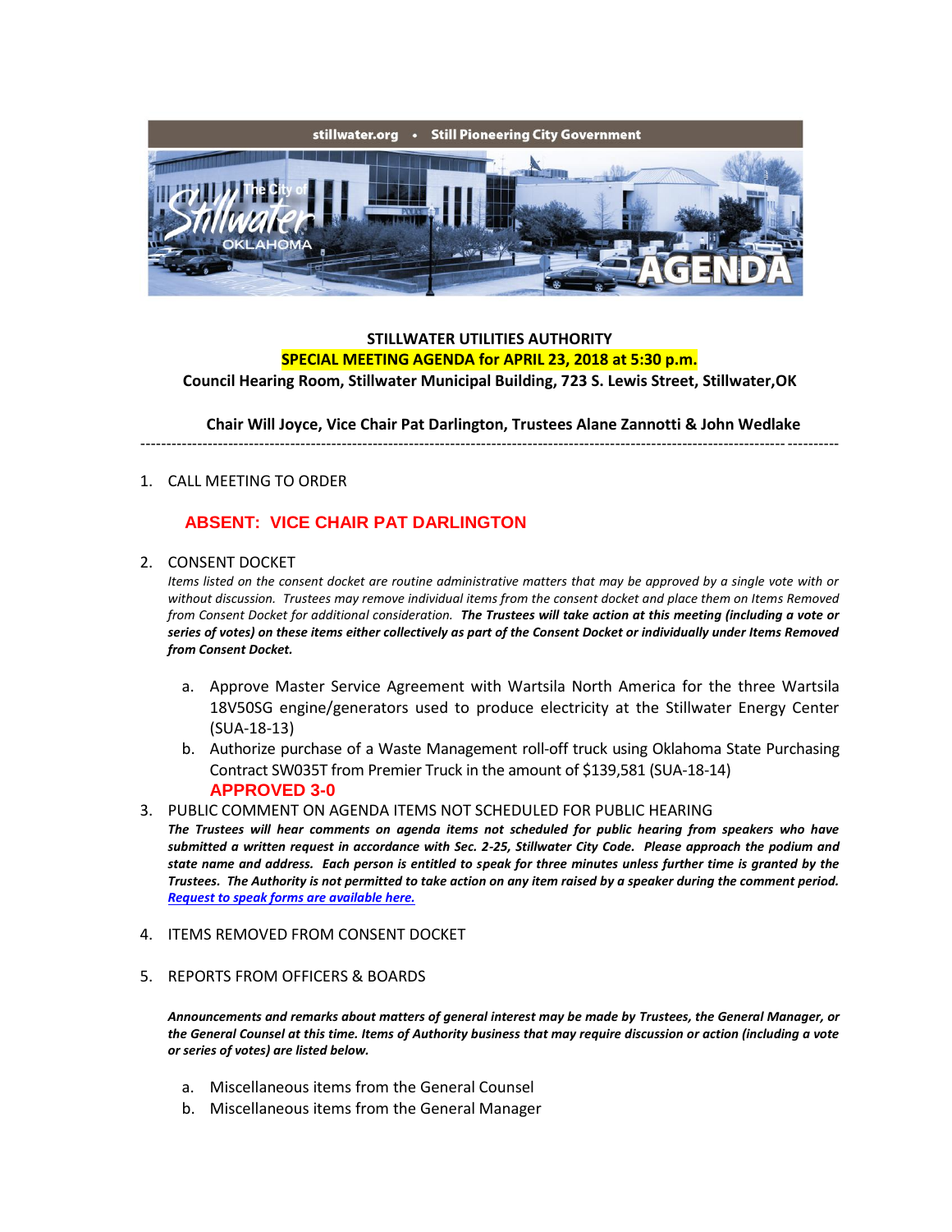stillwater.org • Still Pioneering City Government

The City of Stillwater OKLAHOMA

AGENDA

**STILLWATER UTILITIES AUTHORITY**

**SPECIAL MEETING AGENDA for APRIL 23, 2018 at 5:30 p.m.**

**Council Hearing Room, Stillwater Municipal Building, 723 S. Lewis Street, Stillwater,OK**

**Chair Will Joyce, Vice Chair Pat Darlington, Trustees Alane Zannotti & John Wedlake**

---

1. CALL MEETING TO ORDER

   **ABSENT: VICE CHAIR PAT DARLINGTON**

2. CONSENT DOCKET

   *Items listed on the consent docket are routine administrative matters that may be approved by a single vote with or without discussion. Trustees may remove individual items from the consent docket and place them on Items Removed from Consent Docket for additional consideration.* ***The Trustees will take action at this meeting (including a vote or series of votes) on these items either collectively as part of the Consent Docket or individually under Items Removed from Consent Docket.***

   a. Approve Master Service Agreement with Wartsila North America for the three Wartsila 18V50SG engine/generators used to produce electricity at the Stillwater Energy Center (SUA-18-13)
   b. Authorize purchase of a Waste Management roll-off truck using Oklahoma State Purchasing Contract SW035T from Premier Truck in the amount of $139,581 (SUA-18-14)

   **APPROVED 3-0**

3. PUBLIC COMMENT ON AGENDA ITEMS NOT SCHEDULED FOR PUBLIC HEARING

   ***The Trustees will hear comments on agenda items not scheduled for public hearing from speakers who have submitted a written request in accordance with Sec. 2-25, Stillwater City Code. Please approach the podium and state name and address. Each person is entitled to speak for three minutes unless further time is granted by the Trustees. The Authority is not permitted to take action on any item raised by a speaker during the comment period. Request to speak forms are available here.***

4. ITEMS REMOVED FROM CONSENT DOCKET

5. REPORTS FROM OFFICERS & BOARDS

   ***Announcements and remarks about matters of general interest may be made by Trustees, the General Manager, or the General Counsel at this time. Items of Authority business that may require discussion or action (including a vote or series of votes) are listed below.***

   a. Miscellaneous items from the General Counsel
   b. Miscellaneous items from the General Manager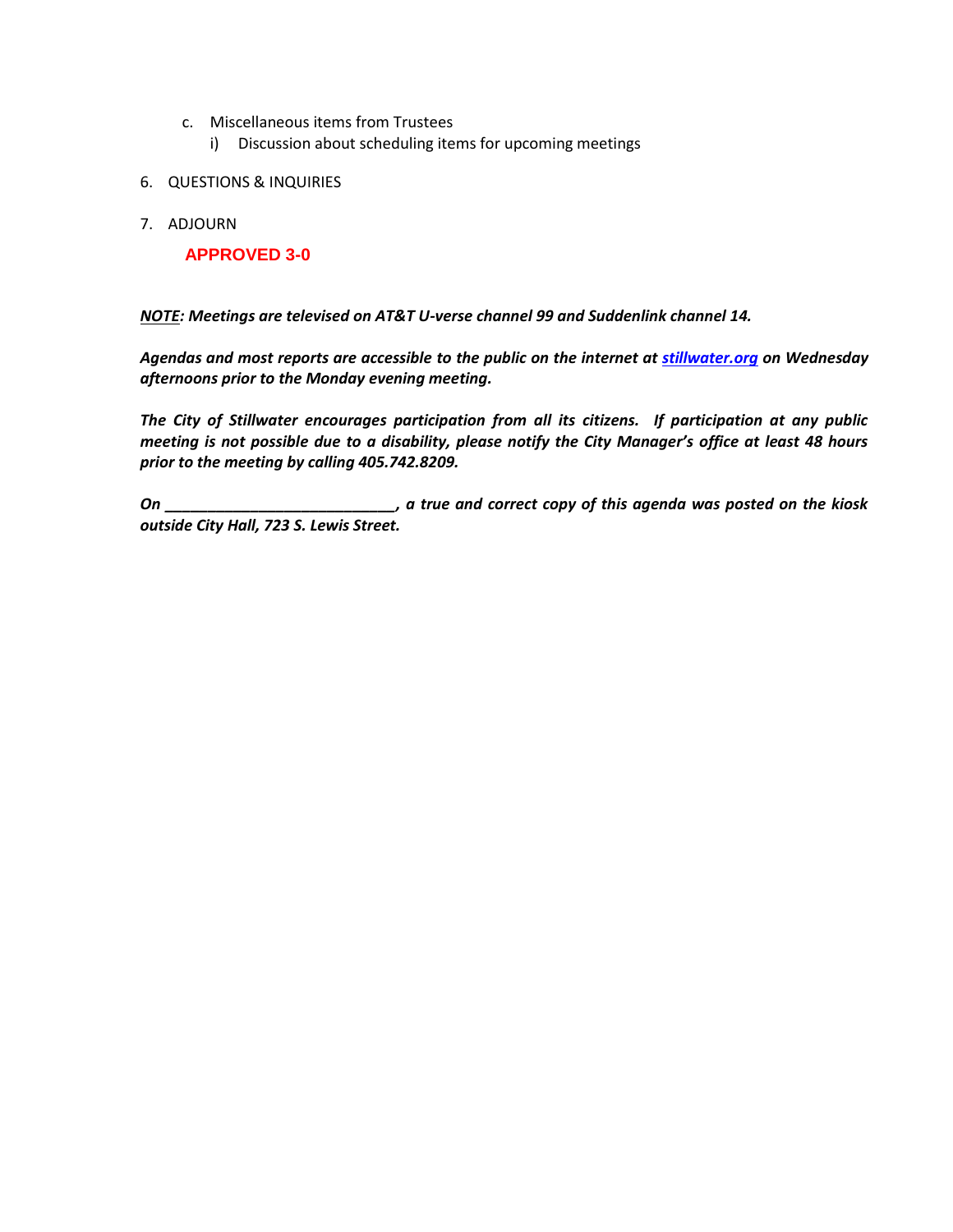c. Miscellaneous items from Trustees
   i) Discussion about scheduling items for upcoming meetings

6. QUESTIONS & INQUIRIES

7. ADJOURN

   **APPROVED 3-0**

***NOTE: Meetings are televised on AT&T U-verse channel 99 and Suddenlink channel 14.***

***Agendas and most reports are accessible to the public on the internet at stillwater.org on Wednesday afternoons prior to the Monday evening meeting.***

***The City of Stillwater encourages participation from all its citizens. If participation at any public meeting is not possible due to a disability, please notify the City Manager's office at least 48 hours prior to the meeting by calling 405.742.8209.***

***On ___________________________, a true and correct copy of this agenda was posted on the kiosk outside City Hall, 723 S. Lewis Street.***